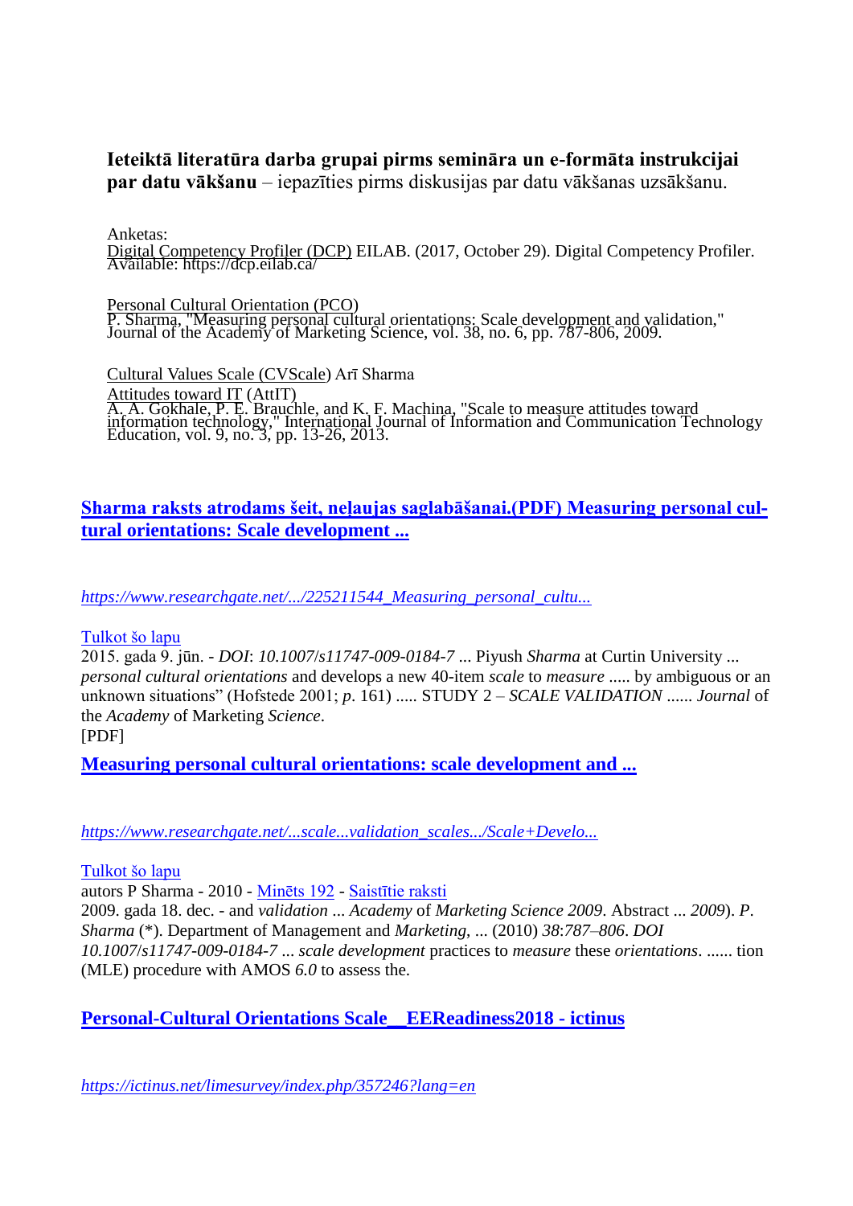**Ieteiktā literatūra darba grupai pirms semināra un e-formāta instrukcijai par datu vākšanu** – iepazīties pirms diskusijas par datu vākšanas uzsākšanu.

Anketas:

Digital Competency Profiler (DCP) EILAB. (2017, October 29). Digital Competency Profiler. Available: https://dcp.eilab.ca/

Personal Cultural Orientation (PCO)
P. Sharma, "Measuring personal cultural orientations: Scale development and validation," Journal of the Academy of Marketing Science, vol. 38, no. 6, pp. 787-806, 2009.

Cultural Values Scale (CVScale) Arī Sharma

Attitudes toward IT (AttIT)
A. A. Gokhale, P. E. Brauchle, and K. F. Machina, "Scale to measure attitudes toward information technology," International Journal of Information and Communication Technology Education, vol. 9, no. 3, pp. 13-26, 2013.

**Sharma raksts atrodams šeit, neļaujas saglabāšanai.(PDF) Measuring personal cultural orientations: Scale development ...**

*https://www.researchgate.net/.../225211544_Measuring_personal_cultu...*

Tulkot šo lapu
2015. gada 9. jūn. - *DOI*: *10.1007/s11747-009-0184-7* ... Piyush *Sharma* at Curtin University ... *personal cultural orientations* and develops a new 40-item *scale* to *measure* ..... by ambiguous or an unknown situations" (Hofstede 2001; *p*. 161) ..... STUDY 2 – *SCALE VALIDATION* ...... *Journal* of the *Academy* of Marketing *Science*.
[PDF]

**Measuring personal cultural orientations: scale development and ...**

*https://www.researchgate.net/...scale...validation_scales.../Scale+Develo...*

Tulkot šo lapu
autors P Sharma - 2010 - Minēts 192 - Saistītie raksti
2009. gada 18. dec. - and *validation* ... *Academy* of *Marketing Science 2009*. Abstract ... *2009*). *P*. *Sharma* (*). Department of Management and *Marketing*, ... (2010) *38*:*787*–*806*. *DOI* *10.1007/s11747-009-0184-7* ... *scale development* practices to *measure* these *orientations*. ...... tion (MLE) procedure with AMOS *6.0* to assess the.

**Personal-Cultural Orientations Scale__EEReadiness2018 - ictinus**

*https://ictinus.net/limesurvey/index.php/357246?lang=en*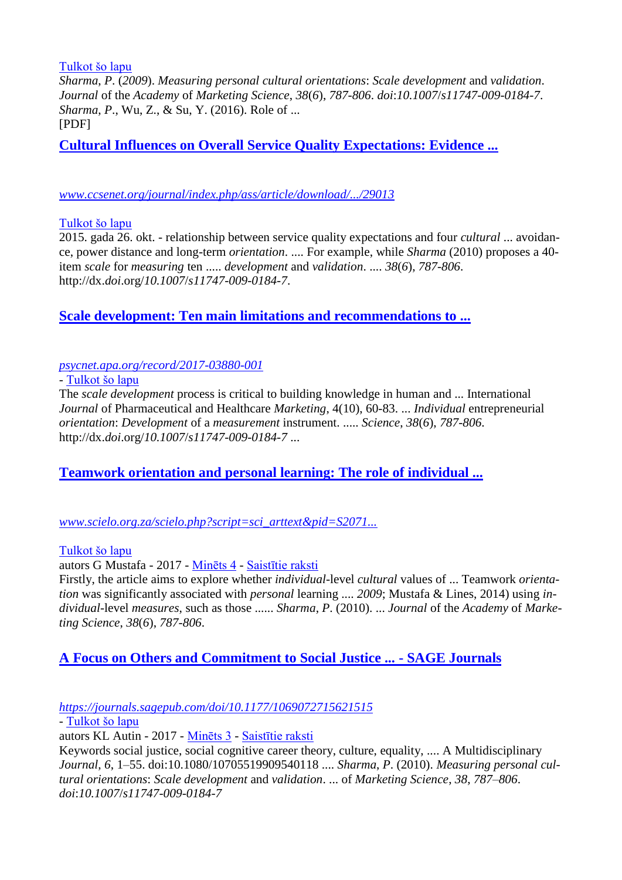[Tulkot šo lapu](#)

*Sharma*, *P*. (*2009*). *Measuring personal cultural orientations*: *Scale development* and *validation*. *Journal* of the *Academy* of *Marketing Science*, *38*(*6*), *787-806*. *doi*:*10.1007*/*s11747-009-0184-7*. *Sharma*, *P*., Wu, Z., & Su, Y. (2016). Role of ...

[PDF]

## [Cultural Influences on Overall Service Quality Expectations: Evidence ...](#)

*[www.ccsenet.org/journal/index.php/ass/article/download/.../29013](#)*

[Tulkot šo lapu](#)

2015. gada 26. okt. - relationship between service quality expectations and four *cultural* ... avoidance, power distance and long-term *orientation*. .... For example, while *Sharma* (2010) proposes a 40-item *scale* for *measuring* ten ..... *development* and *validation*. .... *38*(*6*), *787-806*. http://dx.*doi*.org/*10.1007*/*s11747-009-0184-7*.

## [Scale development: Ten main limitations and recommendations to ...](#)

*[psycnet.apa.org/record/2017-03880-001](#)*

- [Tulkot šo lapu](#)

The *scale development* process is critical to building knowledge in human and ... International *Journal* of Pharmaceutical and Healthcare *Marketing*, 4(10), 60-83. ... *Individual* entrepreneurial *orientation*: *Development* of a *measurement* instrument. ..... *Science*, *38*(*6*), *787-806*. http://dx.*doi*.org/*10.1007*/*s11747-009-0184-7* ...

## [Teamwork orientation and personal learning: The role of individual ...](#)

*[www.scielo.org.za/scielo.php?script=sci_arttext&pid=S2071...](#)*

[Tulkot šo lapu](#)

autors G Mustafa - 2017 - [Minēts 4](#) - [Saistītie raksti](#)

Firstly, the article aims to explore whether *individual*-level *cultural* values of ... Teamwork *orientation* was significantly associated with *personal* learning .... *2009*; Mustafa & Lines, 2014) using *individual*-level *measures*, such as those ...... *Sharma*, *P*. (2010). ... *Journal* of the *Academy* of *Marketing Science*, *38*(*6*), *787-806*.

## [A Focus on Others and Commitment to Social Justice ... - SAGE Journals](#)

*[https://journals.sagepub.com/doi/10.1177/1069072715621515](#)*

- [Tulkot šo lapu](#)

autors KL Autin - 2017 - [Minēts 3](#) - [Saistītie raksti](#)

Keywords social justice, social cognitive career theory, culture, equality, .... A Multidisciplinary *Journal*, *6*, 1–55. doi:10.1080/10705519909540118 .... *Sharma*, *P*. (2010). *Measuring personal cultural orientations*: *Scale development* and *validation*. ... of *Marketing Science*, *38*, *787–806*. *doi*:*10.1007*/*s11747-009-0184-7*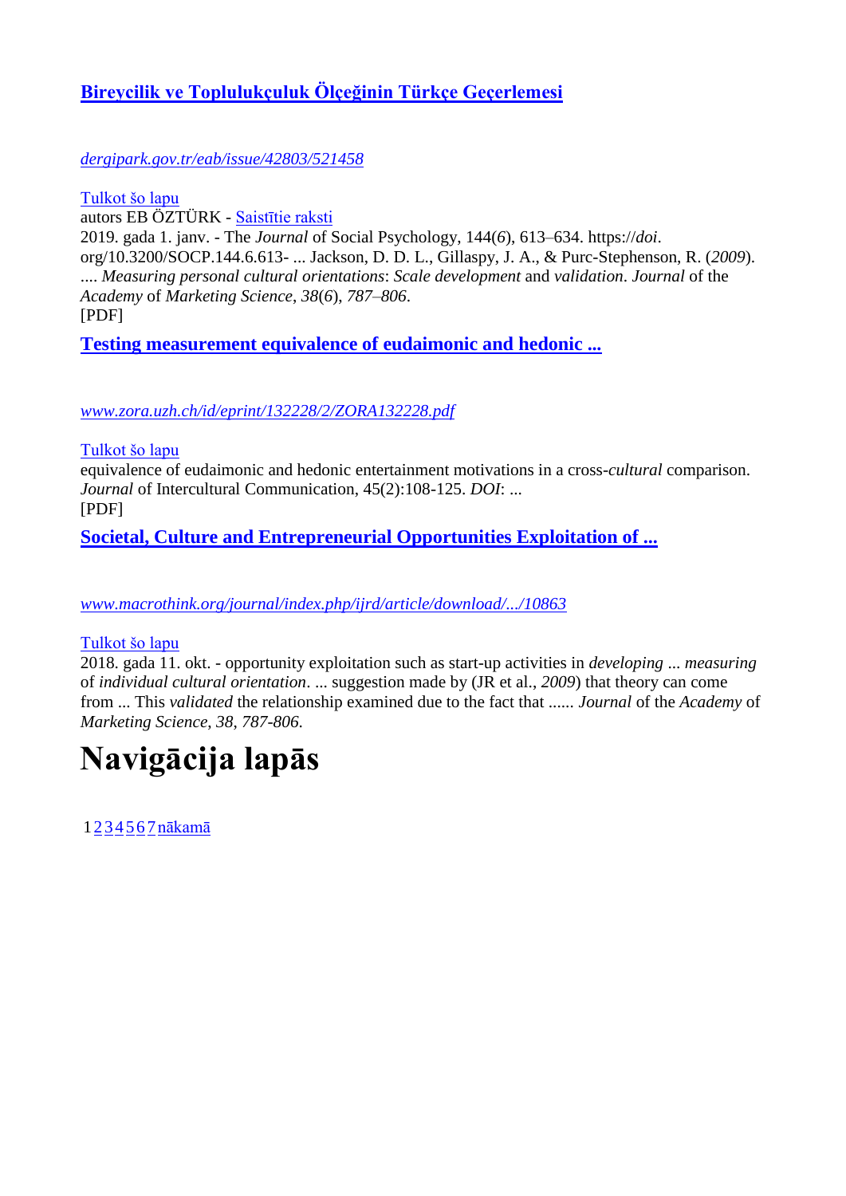### [Bireycilik ve Toplulukçuluk Ölçeğinin Türkçe Geçerlemesi]

*dergipark.gov.tr/eab/issue/42803/521458*

Tulkot šo lapu
autors EB ÖZTÜRK - Saistītie raksti
2019. gada 1. janv. - The *Journal* of Social Psychology, 144(*6*), 613–634. https://*doi*. org/10.3200/SOCP.144.6.613- ... Jackson, D. D. L., Gillaspy, J. A., & Purc-Stephenson, R. (*2009*). .... *Measuring personal cultural orientations*: *Scale development* and *validation*. *Journal* of the *Academy* of *Marketing Science*, *38*(*6*), *787–806*.
[PDF]

### Testing measurement equivalence of eudaimonic and hedonic ...

*www.zora.uzh.ch/id/eprint/132228/2/ZORA132228.pdf*

Tulkot šo lapu
equivalence of eudaimonic and hedonic entertainment motivations in a cross-*cultural* comparison. *Journal* of Intercultural Communication, 45(2):108-125. *DOI*: ...
[PDF]

### Societal, Culture and Entrepreneurial Opportunities Exploitation of ...

*www.macrothink.org/journal/index.php/ijrd/article/download/.../10863*

Tulkot šo lapu
2018. gada 11. okt. - opportunity exploitation such as start-up activities in *developing* ... *measuring* of *individual cultural orientation*. ... suggestion made by (JR et al., *2009*) that theory can come from ... This *validated* the relationship examined due to the fact that ...... *Journal* of the *Academy* of *Marketing Science*, *38*, *787-806*.

# Navigācija lapās

1 2 3 4 5 6 7 nākamā